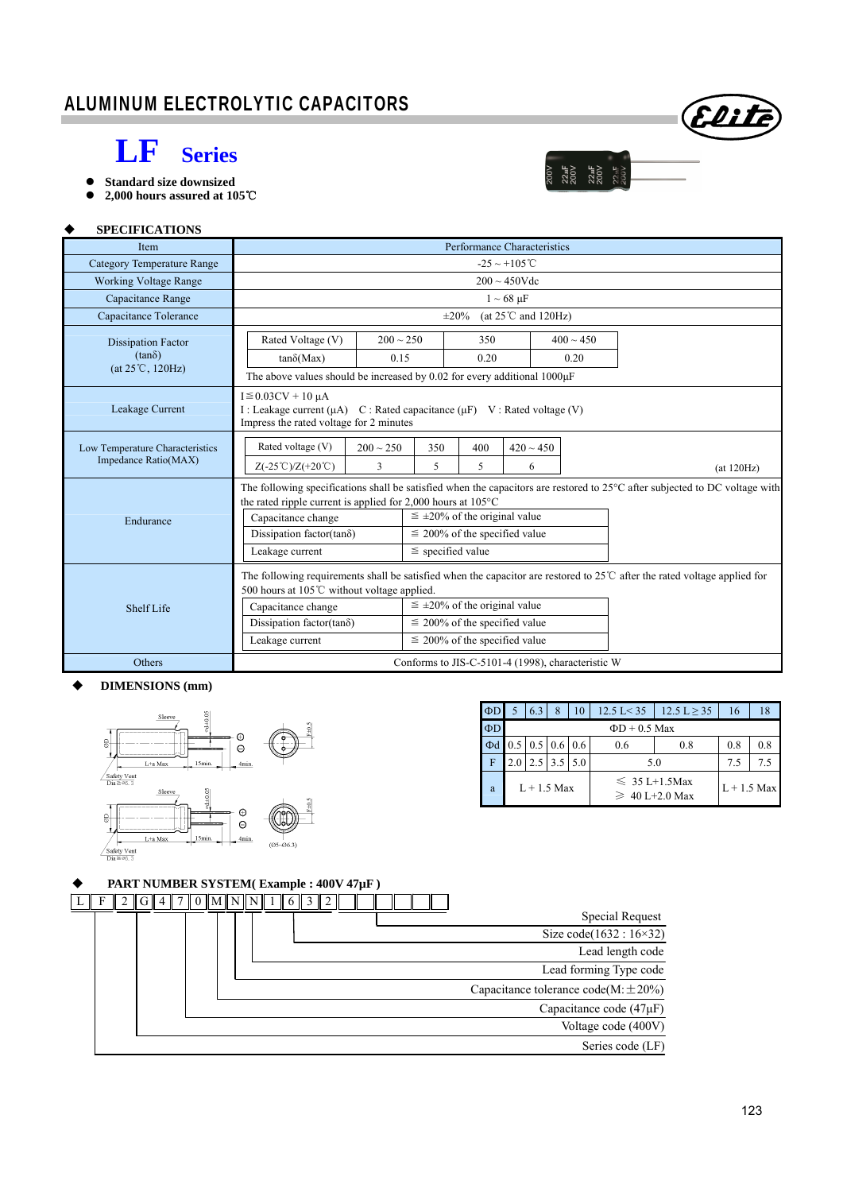# ALUMINUM ELECTROLYTIC CAPACITORS

## LF Series

- Standard size downsized
- 2,000 hours assured at 105℃

### SPECIFICATIONS

| Item | Performance Characteristics |
|---|---|
| Category Temperature Range | -25 ~ +105℃ |
| Working Voltage Range | 200 ~ 450Vdc |
| Capacitance Range | 1 ~ 68 μF |
| Capacitance Tolerance | ±20% (at 25℃ and 120Hz) |
| Dissipation Factor (tanδ) (at 25℃, 120Hz) | Rated Voltage (V): 200 ~ 250 / 350 / 400 ~ 450; tanδ(Max): 0.15 / 0.20 / 0.20. The above values should be increased by 0.02 for every additional 1000μF |
| Leakage Current | I≦0.03CV + 10 μA<br>I : Leakage current (μA) C : Rated capacitance (μF) V : Rated voltage (V)<br>Impress the rated voltage for 2 minutes |
| Low Temperature Characteristics Impedance Ratio(MAX) | Rated voltage (V): 200 ~ 250 / 350 / 400 / 420 ~ 450; Z(-25℃)/Z(+20℃): 3 / 5 / 5 / 6 (at 120Hz) |
| Endurance | The following specifications shall be satisfied when the capacitors are restored to 25°C after subjected to DC voltage with the rated ripple current is applied for 2,000 hours at 105°C<br>Capacitance change: ≦ ±20% of the original value<br>Dissipation factor(tanδ): ≦ 200% of the specified value<br>Leakage current: ≦ specified value |
| Shelf Life | The following requirements shall be satisfied when the capacitor are restored to 25℃ after the rated voltage applied for 500 hours at 105℃ without voltage applied.<br>Capacitance change: ≦ ±20% of the original value<br>Dissipation factor(tanδ): ≦ 200% of the specified value<br>Leakage current: ≦ 200% of the specified value |
| Others | Conforms to JIS-C-5101-4 (1998), characteristic W |

### DIMENSIONS (mm)

| ΦD | 5 | 6.3 | 8 | 10 | 12.5 L< 35 | 12.5 L ≧ 35 | 16 | 18 |
|---|---|---|---|---|---|---|---|---|
| ΦD | ΦD + 0.5 Max | | | | | | | |
| Φd | 0.5 | 0.5 | 0.6 | 0.6 | 0.6 | 0.8 | 0.8 | 0.8 |
| F | 2.0 | 2.5 | 3.5 | 5.0 | 5.0 | | 7.5 | 7.5 |
| a | L + 1.5 Max | | | | ≦ 35 L+1.5Max<br>≧ 40 L+2.0 Max | | L + 1.5 Max | |

Sleeve, Safety Vent Dia≧Φ6.3, L+a Max, 15min., 4min., (Φ5~Φ6.3)

### PART NUMBER SYSTEM( Example : 400V 47μF )

L F 2 G 4 7 0 M N N 1 6 3 2 □ □ □ □ □ □

- Special Request
- Size code(1632 : 16×32)
- Lead length code
- Lead forming Type code
- Capacitance tolerance code(M:±20%)
- Capacitance code (47μF)
- Voltage code (400V)
- Series code (LF)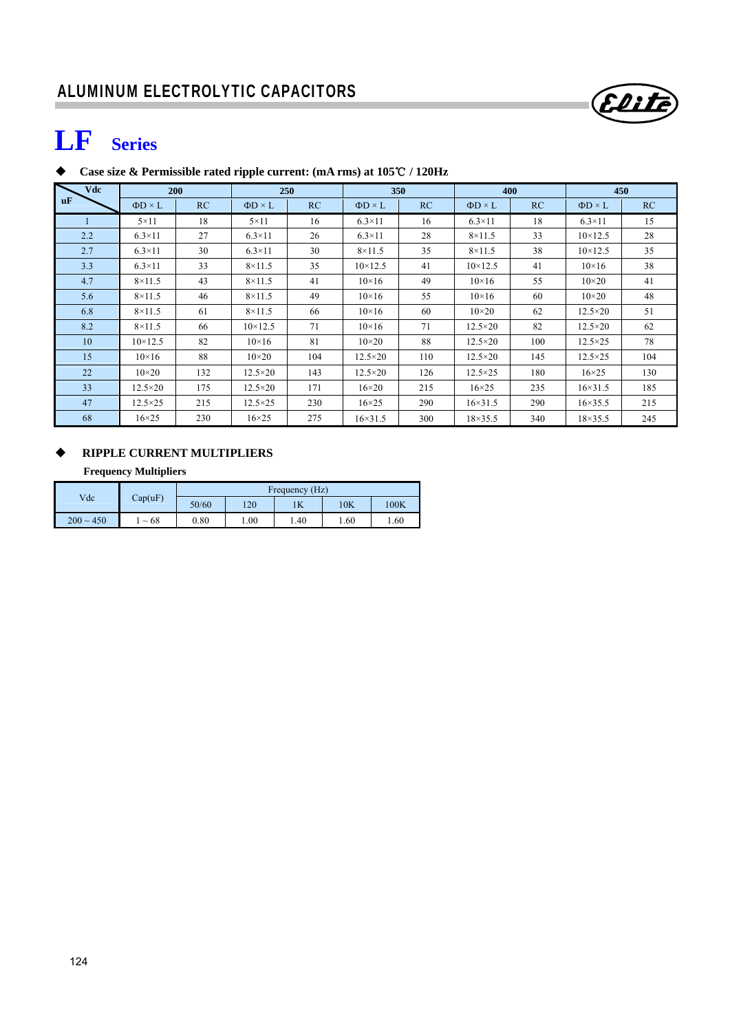## ALUMINUM ELECTROLYTIC CAPACITORS

# LF Series

◆ **Case size & Permissible rated ripple current: (mA rms) at 105℃ / 120Hz**

| Vdc / uF | 200 | | 250 | | 350 | | 400 | | 450 | |
|---|---|---|---|---|---|---|---|---|---|---|
| | ΦD × L | RC | ΦD × L | RC | ΦD × L | RC | ΦD × L | RC | ΦD × L | RC |
| 1 | 5×11 | 18 | 5×11 | 16 | 6.3×11 | 16 | 6.3×11 | 18 | 6.3×11 | 15 |
| 2.2 | 6.3×11 | 27 | 6.3×11 | 26 | 6.3×11 | 28 | 8×11.5 | 33 | 10×12.5 | 28 |
| 2.7 | 6.3×11 | 30 | 6.3×11 | 30 | 8×11.5 | 35 | 8×11.5 | 38 | 10×12.5 | 35 |
| 3.3 | 6.3×11 | 33 | 8×11.5 | 35 | 10×12.5 | 41 | 10×12.5 | 41 | 10×16 | 38 |
| 4.7 | 8×11.5 | 43 | 8×11.5 | 41 | 10×16 | 49 | 10×16 | 55 | 10×20 | 41 |
| 5.6 | 8×11.5 | 46 | 8×11.5 | 49 | 10×16 | 55 | 10×16 | 60 | 10×20 | 48 |
| 6.8 | 8×11.5 | 61 | 8×11.5 | 66 | 10×16 | 60 | 10×20 | 62 | 12.5×20 | 51 |
| 8.2 | 8×11.5 | 66 | 10×12.5 | 71 | 10×16 | 71 | 12.5×20 | 82 | 12.5×20 | 62 |
| 10 | 10×12.5 | 82 | 10×16 | 81 | 10×20 | 88 | 12.5×20 | 100 | 12.5×25 | 78 |
| 15 | 10×16 | 88 | 10×20 | 104 | 12.5×20 | 110 | 12.5×20 | 145 | 12.5×25 | 104 |
| 22 | 10×20 | 132 | 12.5×20 | 143 | 12.5×20 | 126 | 12.5×25 | 180 | 16×25 | 130 |
| 33 | 12.5×20 | 175 | 12.5×20 | 171 | 16×20 | 215 | 16×25 | 235 | 16×31.5 | 185 |
| 47 | 12.5×25 | 215 | 12.5×25 | 230 | 16×25 | 290 | 16×31.5 | 290 | 16×35.5 | 215 |
| 68 | 16×25 | 230 | 16×25 | 275 | 16×31.5 | 300 | 18×35.5 | 340 | 18×35.5 | 245 |

◆ **RIPPLE CURRENT MULTIPLIERS**

**Frequency Multipliers**

| Vdc | Cap(uF) | Frequency (Hz) | | | | |
|---|---|---|---|---|---|---|
| | | 50/60 | 120 | 1K | 10K | 100K |
| 200 ~ 450 | 1 ~ 68 | 0.80 | 1.00 | 1.40 | 1.60 | 1.60 |